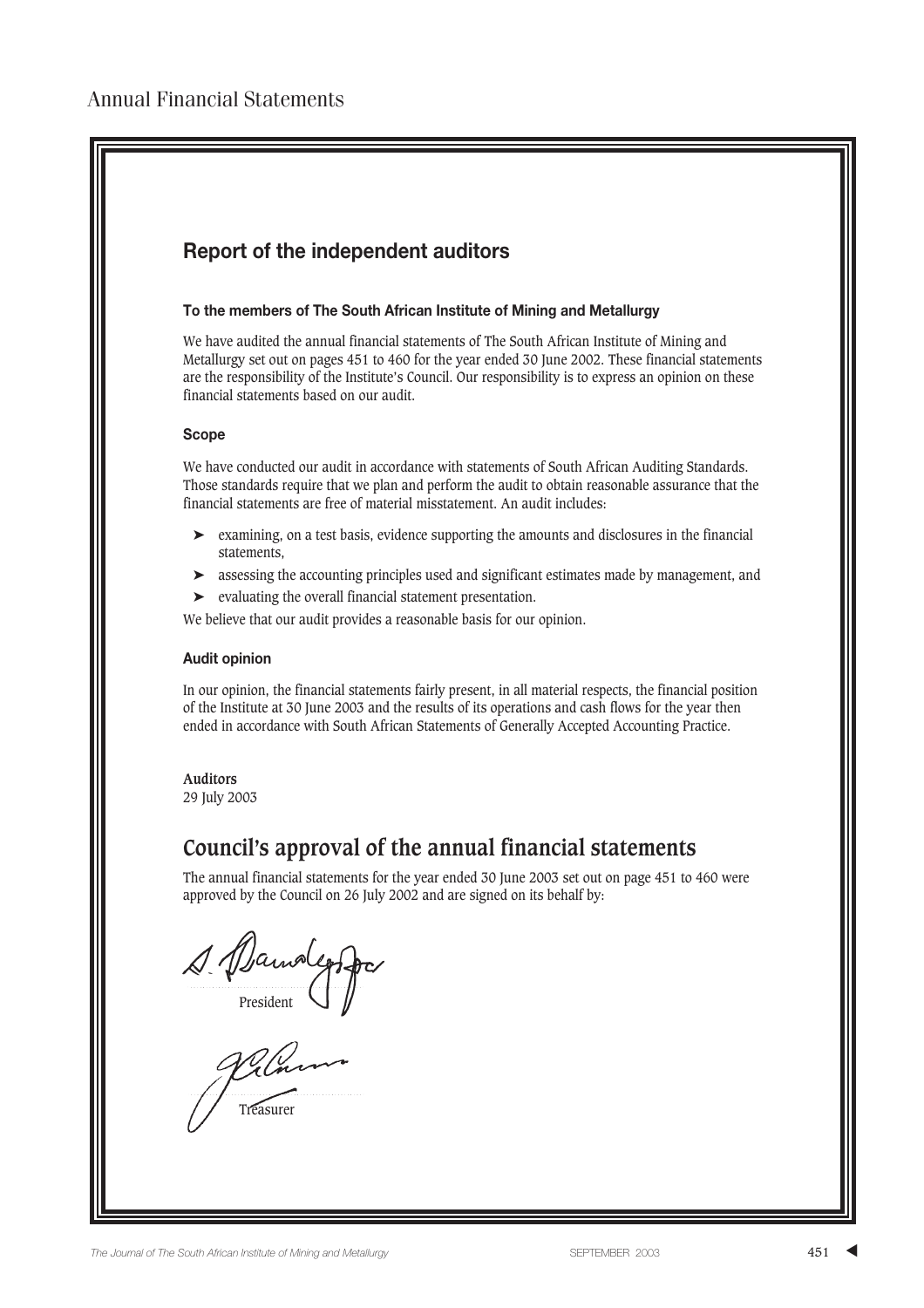# Annual Financial Statements

## Report of the independent auditors

### To the members of The South African Institute of Mining and Metallurgy

We have audited the annual financial statements of The South African Institute of Mining and Metallurgy set out on pages 451 to 460 for the year ended 30 June 2002. These financial statements are the responsibility of the Institute's Council. Our responsibility is to express an opinion on these financial statements based on our audit.

### Scope

We have conducted our audit in accordance with statements of South African Auditing Standards. Those standards require that we plan and perform the audit to obtain reasonable assurance that the financial statements are free of material misstatement. An audit includes:

- examining, on a test basis, evidence supporting the amounts and disclosures in the financial statements,
- assessing the accounting principles used and significant estimates made by management, and
- evaluating the overall financial statement presentation.

We believe that our audit provides a reasonable basis for our opinion.

### Audit opinion

In our opinion, the financial statements fairly present, in all material respects, the financial position of the Institute at 30 June 2003 and the results of its operations and cash flows for the year then ended in accordance with South African Statements of Generally Accepted Accounting Practice.

**Auditors**
29 July 2003

## Council's approval of the annual financial statements

The annual financial statements for the year ended 30 June 2003 set out on page 451 to 460 were approved by the Council on 26 July 2002 and are signed on its behalf by:

President

Treasurer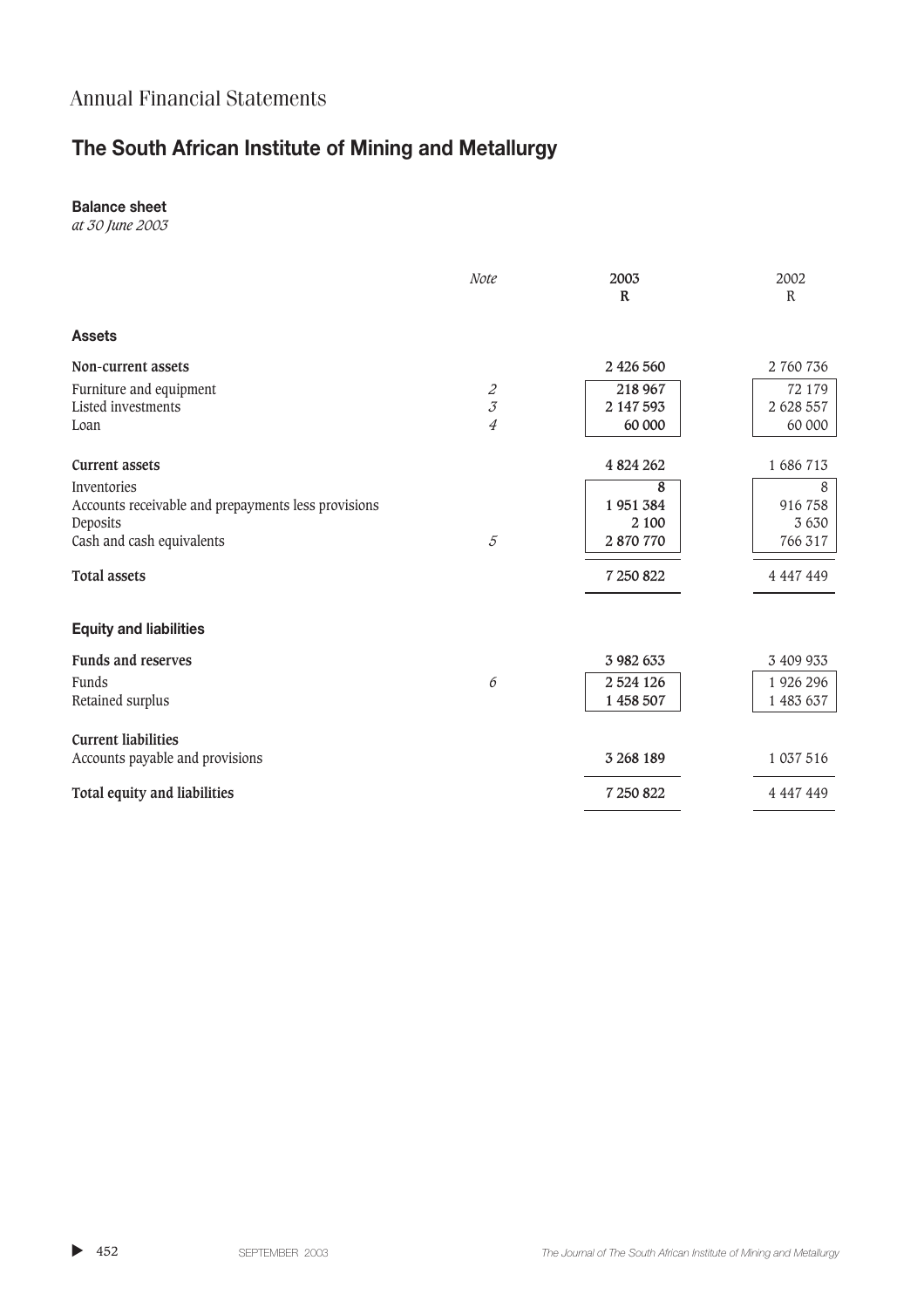Annual Financial Statements

# The South African Institute of Mining and Metallurgy

## Balance sheet

*at 30 June 2003*

| | *Note* | 2003<br>R | 2002<br>R |
|---|---|---|---|
| **Assets** | | | |
| **Non-current assets** | | **2 426 560** | 2 760 736 |
| Furniture and equipment | *2* | **218 967** | 72 179 |
| Listed investments | *3* | **2 147 593** | 2 628 557 |
| Loan | *4* | **60 000** | 60 000 |
| **Current assets** | | **4 824 262** | 1 686 713 |
| Inventories | | **8** | 8 |
| Accounts receivable and prepayments less provisions | | **1 951 384** | 916 758 |
| Deposits | | **2 100** | 3 630 |
| Cash and cash equivalents | *5* | **2 870 770** | 766 317 |
| **Total assets** | | **7 250 822** | 4 447 449 |
| **Equity and liabilities** | | | |
| **Funds and reserves** | | **3 982 633** | 3 409 933 |
| Funds | *6* | **2 524 126** | 1 926 296 |
| Retained surplus | | **1 458 507** | 1 483 637 |
| **Current liabilities** | | | |
| Accounts payable and provisions | | **3 268 189** | 1 037 516 |
| **Total equity and liabilities** | | **7 250 822** | 4 447 449 |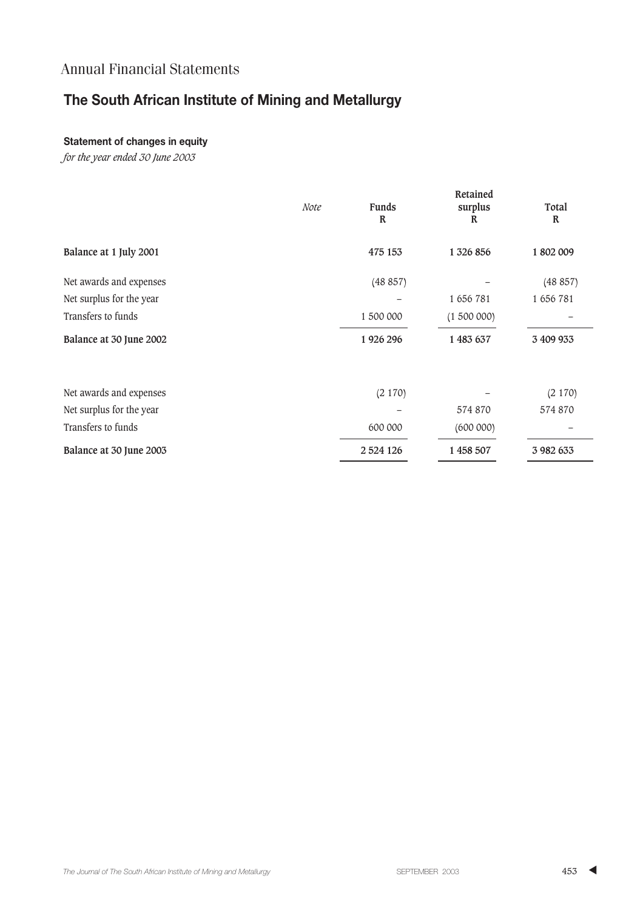Annual Financial Statements

## The South African Institute of Mining and Metallurgy

### Statement of changes in equity

*for the year ended 30 June 2003*

| | *Note* | Funds<br>R | Retained surplus<br>R | Total<br>R |
|---|---|---|---|---|
| **Balance at 1 July 2001** | | **475 153** | **1 326 856** | **1 802 009** |
| Net awards and expenses | | (48 857) | – | (48 857) |
| Net surplus for the year | | – | 1 656 781 | 1 656 781 |
| Transfers to funds | | 1 500 000 | (1 500 000) | – |
| **Balance at 30 June 2002** | | **1 926 296** | **1 483 637** | **3 409 933** |
| Net awards and expenses | | (2 170) | – | (2 170) |
| Net surplus for the year | | – | 574 870 | 574 870 |
| Transfers to funds | | 600 000 | (600 000) | – |
| **Balance at 30 June 2003** | | **2 524 126** | **1 458 507** | **3 982 633** |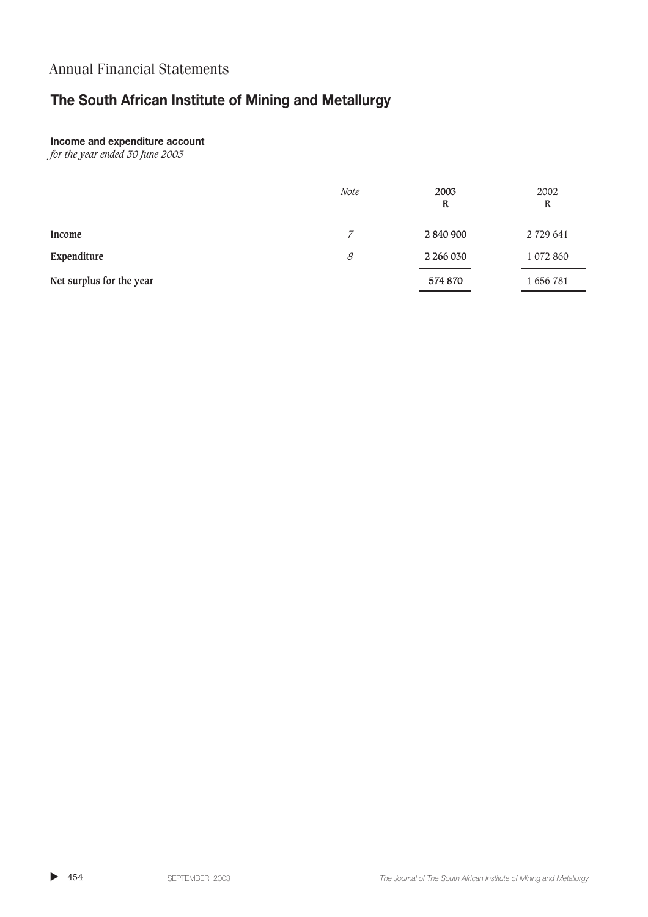# Annual Financial Statements

## The South African Institute of Mining and Metallurgy

### Income and expenditure account

*for the year ended 30 June 2003*

| | *Note* | **2003** **R** | 2002 R |
|---|---|---|---|
| **Income** | *7* | **2 840 900** | 2 729 641 |
| **Expenditure** | *8* | **2 266 030** | 1 072 860 |
| **Net surplus for the year** | | **574 870** | 1 656 781 |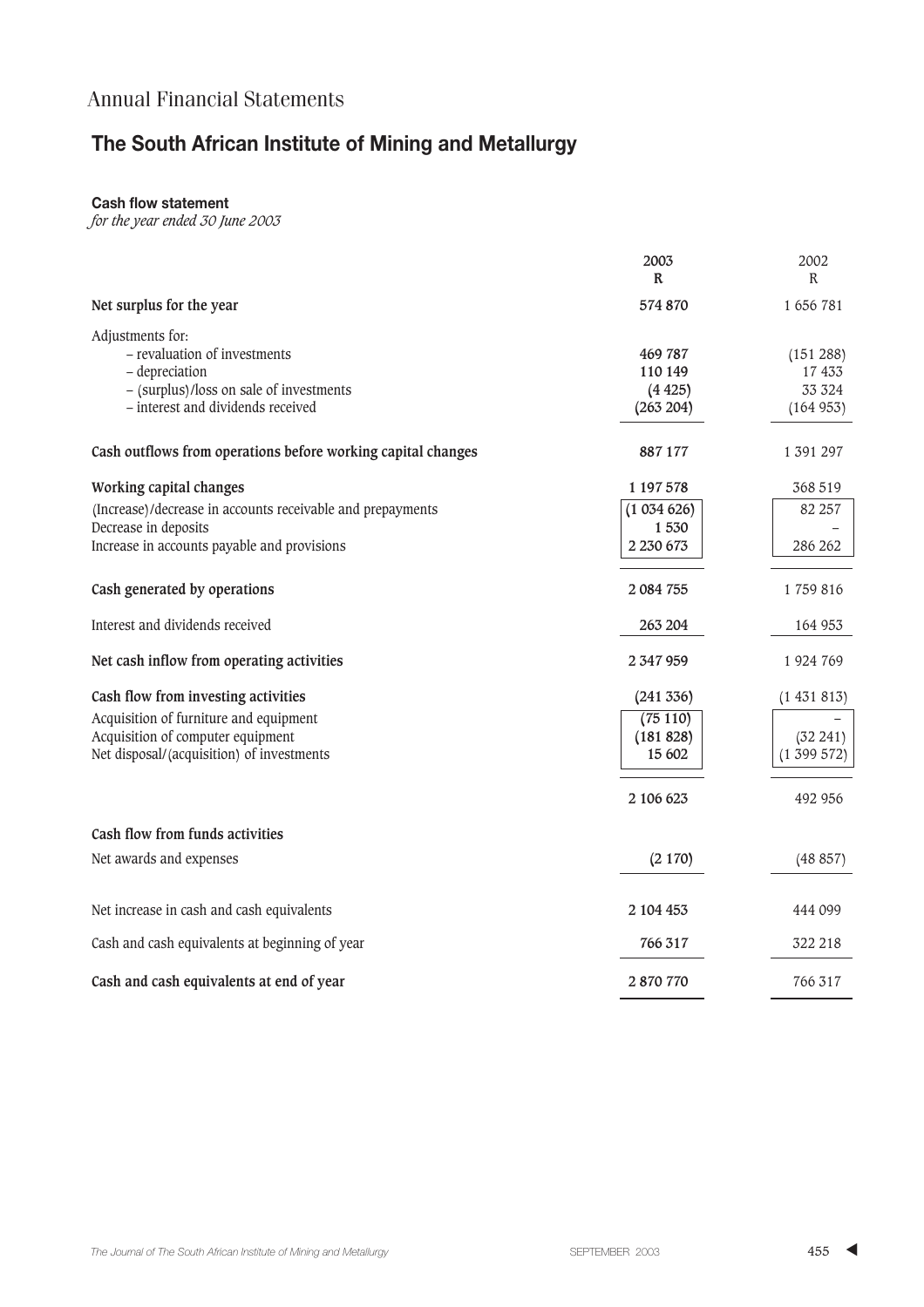# Annual Financial Statements

## The South African Institute of Mining and Metallurgy

**Cash flow statement**
*for the year ended 30 June 2003*

| | 2003 R | 2002 R |
|---|---|---|
| **Net surplus for the year** | **574 870** | 1 656 781 |
| Adjustments for: | | |
| – revaluation of investments | **469 787** | (151 288) |
| – depreciation | **110 149** | 17 433 |
| – (surplus)/loss on sale of investments | **(4 425)** | 33 324 |
| – interest and dividends received | **(263 204)** | (164 953) |
| **Cash outflows from operations before working capital changes** | **887 177** | 1 391 297 |
| **Working capital changes** | **1 197 578** | 368 519 |
| (Increase)/decrease in accounts receivable and prepayments | **(1 034 626)** | 82 257 |
| Decrease in deposits | **1 530** | – |
| Increase in accounts payable and provisions | **2 230 673** | 286 262 |
| **Cash generated by operations** | **2 084 755** | 1 759 816 |
| Interest and dividends received | **263 204** | 164 953 |
| **Net cash inflow from operating activities** | **2 347 959** | 1 924 769 |
| **Cash flow from investing activities** | **(241 336)** | (1 431 813) |
| Acquisition of furniture and equipment | **(75 110)** | – |
| Acquisition of computer equipment | **(181 828)** | (32 241) |
| Net disposal/(acquisition) of investments | **15 602** | (1 399 572) |
| | **2 106 623** | 492 956 |
| **Cash flow from funds activities** | | |
| Net awards and expenses | **(2 170)** | (48 857) |
| Net increase in cash and cash equivalents | **2 104 453** | 444 099 |
| Cash and cash equivalents at beginning of year | **766 317** | 322 218 |
| **Cash and cash equivalents at end of year** | **2 870 770** | 766 317 |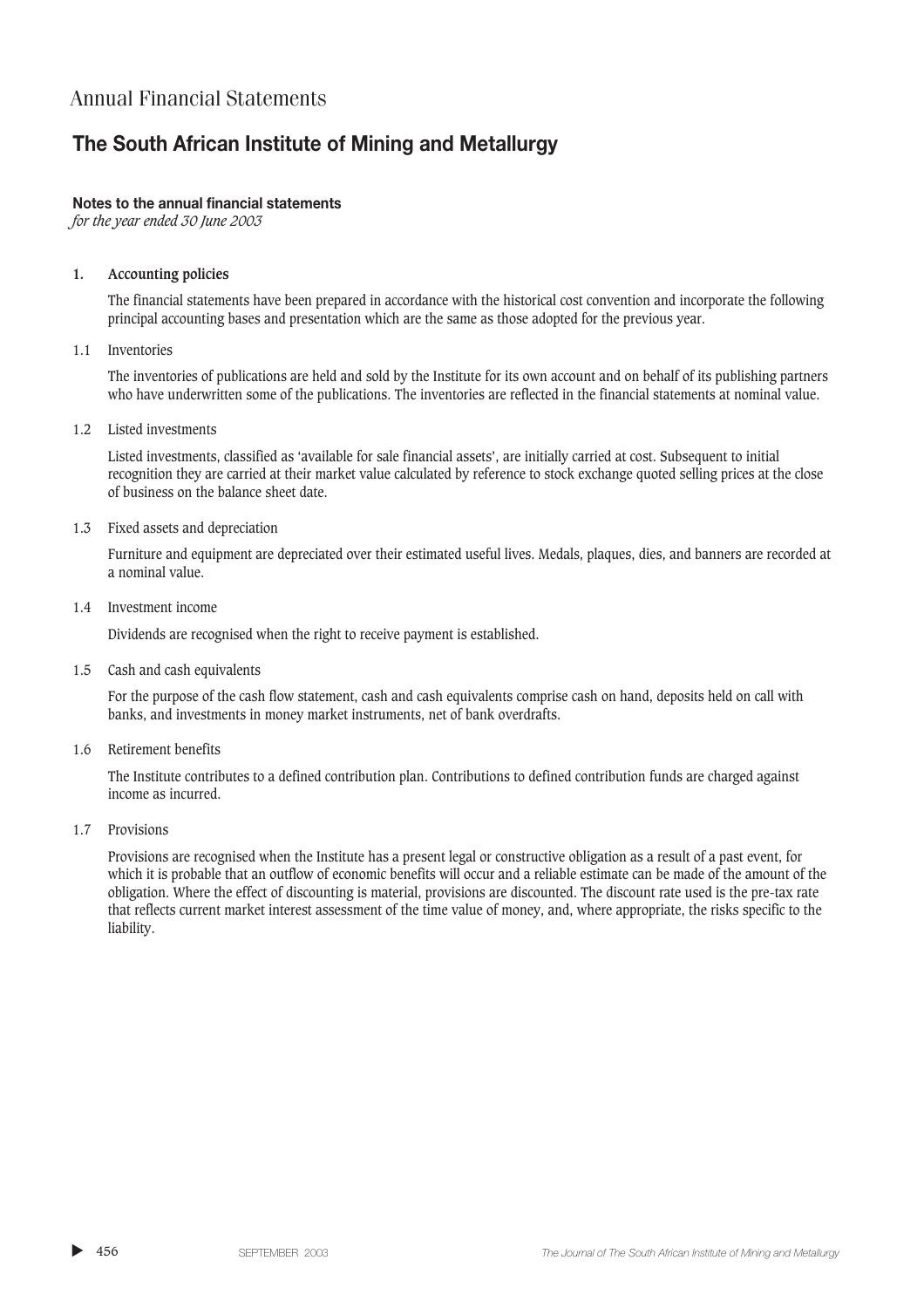# Annual Financial Statements

## The South African Institute of Mining and Metallurgy

**Notes to the annual financial statements**
*for the year ended 30 June 2003*

**1. Accounting policies**

The financial statements have been prepared in accordance with the historical cost convention and incorporate the following principal accounting bases and presentation which are the same as those adopted for the previous year.

1.1 Inventories

The inventories of publications are held and sold by the Institute for its own account and on behalf of its publishing partners who have underwritten some of the publications. The inventories are reflected in the financial statements at nominal value.

1.2 Listed investments

Listed investments, classified as 'available for sale financial assets', are initially carried at cost. Subsequent to initial recognition they are carried at their market value calculated by reference to stock exchange quoted selling prices at the close of business on the balance sheet date.

1.3 Fixed assets and depreciation

Furniture and equipment are depreciated over their estimated useful lives. Medals, plaques, dies, and banners are recorded at a nominal value.

1.4 Investment income

Dividends are recognised when the right to receive payment is established.

1.5 Cash and cash equivalents

For the purpose of the cash flow statement, cash and cash equivalents comprise cash on hand, deposits held on call with banks, and investments in money market instruments, net of bank overdrafts.

1.6 Retirement benefits

The Institute contributes to a defined contribution plan. Contributions to defined contribution funds are charged against income as incurred.

1.7 Provisions

Provisions are recognised when the Institute has a present legal or constructive obligation as a result of a past event, for which it is probable that an outflow of economic benefits will occur and a reliable estimate can be made of the amount of the obligation. Where the effect of discounting is material, provisions are discounted. The discount rate used is the pre-tax rate that reflects current market interest assessment of the time value of money, and, where appropriate, the risks specific to the liability.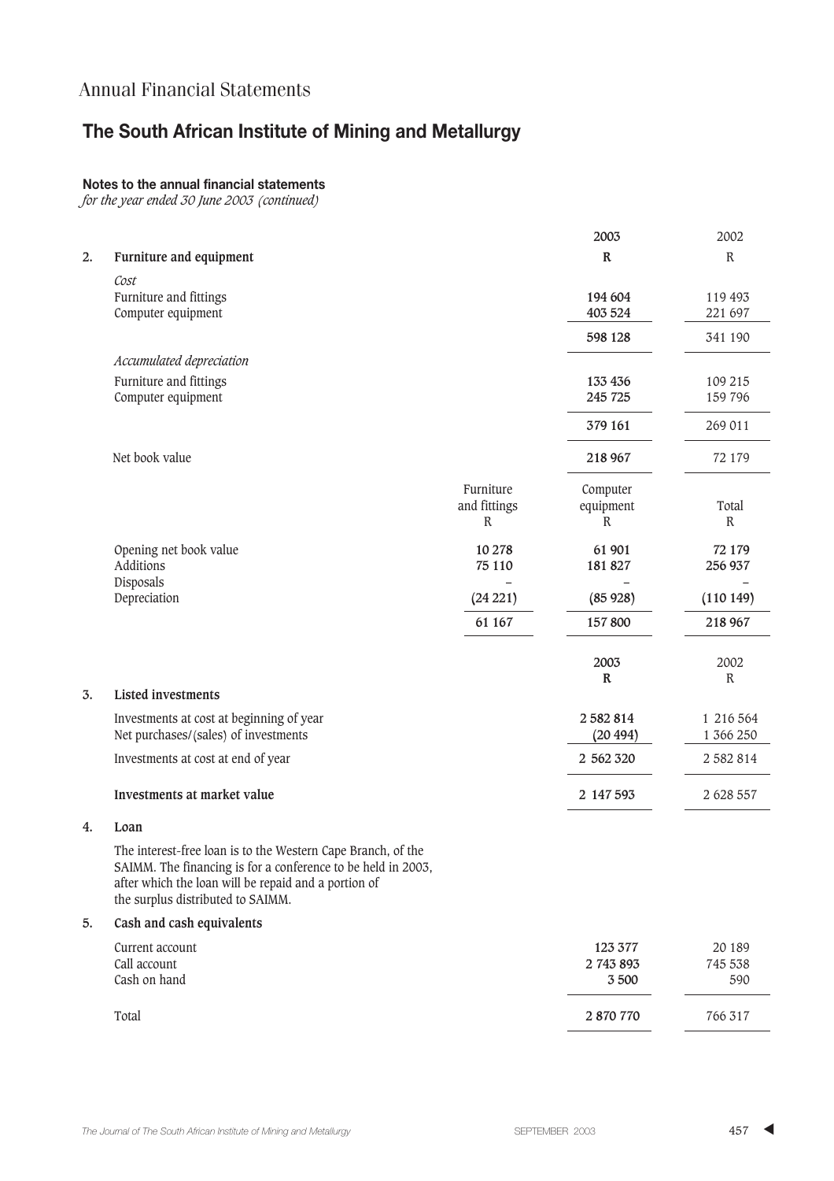## Annual Financial Statements

# The South African Institute of Mining and Metallurgy

**Notes to the annual financial statements**
*for the year ended 30 June 2003 (continued)*

| | | 2003 | 2002 |
|---|---|---|---|
| **2.** | **Furniture and equipment** | **R** | R |
| | *Cost* | | |
| | Furniture and fittings | **194 604** | 119 493 |
| | Computer equipment | **403 524** | 221 697 |
| | | **598 128** | 341 190 |
| | *Accumulated depreciation* | | |
| | Furniture and fittings | **133 436** | 109 215 |
| | Computer equipment | **245 725** | 159 796 |
| | | **379 161** | 269 011 |
| | Net book value | **218 967** | 72 179 |

| | Furniture and fittings R | Computer equipment R | Total R |
|---|---|---|---|
| Opening net book value | **10 278** | **61 901** | **72 179** |
| Additions | **75 110** | **181 827** | **256 937** |
| Disposals | – | – | – |
| Depreciation | **(24 221)** | **(85 928)** | **(110 149)** |
| | **61 167** | **157 800** | **218 967** |

| | | 2003 R | 2002 R |
|---|---|---|---|
| **3.** | **Listed investments** | | |
| | Investments at cost at beginning of year | **2 582 814** | 1 216 564 |
| | Net purchases/(sales) of investments | **(20 494)** | 1 366 250 |
| | Investments at cost at end of year | **2 562 320** | 2 582 814 |
| | **Investments at market value** | **2 147 593** | 2 628 557 |

**4. Loan**

The interest-free loan is to the Western Cape Branch, of the SAIMM. The financing is for a conference to be held in 2003, after which the loan will be repaid and a portion of the surplus distributed to SAIMM.

| | | 2003 | 2002 |
|---|---|---|---|
| **5.** | **Cash and cash equivalents** | | |
| | Current account | **123 377** | 20 189 |
| | Call account | **2 743 893** | 745 538 |
| | Cash on hand | **3 500** | 590 |
| | Total | **2 870 770** | 766 317 |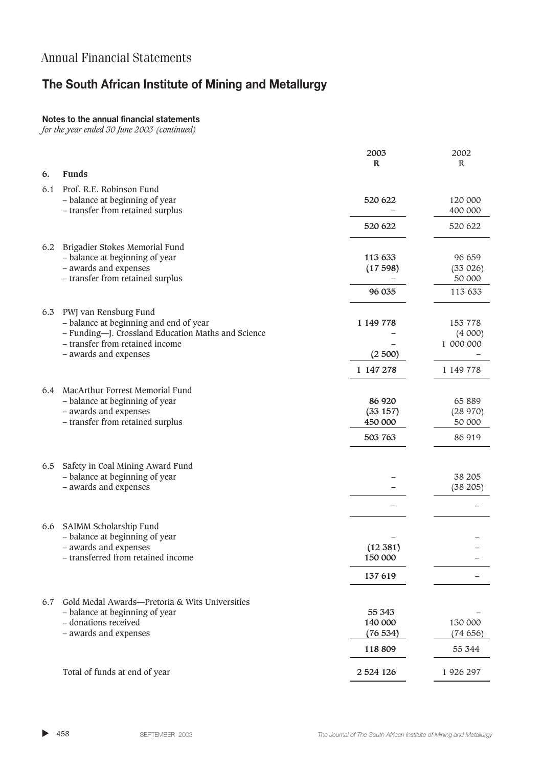# Annual Financial Statements

## The South African Institute of Mining and Metallurgy

### Notes to the annual financial statements

*for the year ended 30 June 2003 (continued)*

| | | 2003 R | 2002 R |
|---|---|---|---|
| **6.** | **Funds** | | |
| 6.1 | Prof. R.E. Robinson Fund | | |
| | – balance at beginning of year | **520 622** | 120 000 |
| | – transfer from retained surplus | – | 400 000 |
| | | **520 622** | 520 622 |
| 6.2 | Brigadier Stokes Memorial Fund | | |
| | – balance at beginning of year | **113 633** | 96 659 |
| | – awards and expenses | **(17 598)** | (33 026) |
| | – transfer from retained surplus | – | 50 000 |
| | | **96 035** | 113 633 |
| 6.3 | PWJ van Rensburg Fund | | |
| | – balance at beginning and end of year | **1 149 778** | 153 778 |
| | – Funding—J. Crossland Education Maths and Science | – | (4 000) |
| | – transfer from retained income | – | 1 000 000 |
| | – awards and expenses | **(2 500)** | – |
| | | **1 147 278** | 1 149 778 |
| 6.4 | MacArthur Forrest Memorial Fund | | |
| | – balance at beginning of year | **86 920** | 65 889 |
| | – awards and expenses | **(33 157)** | (28 970) |
| | – transfer from retained surplus | **450 000** | 50 000 |
| | | **503 763** | 86 919 |
| 6.5 | Safety in Coal Mining Award Fund | | |
| | – balance at beginning of year | – | 38 205 |
| | – awards and expenses | – | (38 205) |
| | | – | – |
| 6.6 | SAIMM Scholarship Fund | | |
| | – balance at beginning of year | – | – |
| | – awards and expenses | **(12 381)** | – |
| | – transferred from retained income | **150 000** | – |
| | | **137 619** | – |
| 6.7 | Gold Medal Awards—Pretoria & Wits Universities | | |
| | – balance at beginning of year | **55 343** | – |
| | – donations received | **140 000** | 130 000 |
| | – awards and expenses | **(76 534)** | (74 656) |
| | | **118 809** | 55 344 |
| | Total of funds at end of year | **2 524 126** | 1 926 297 |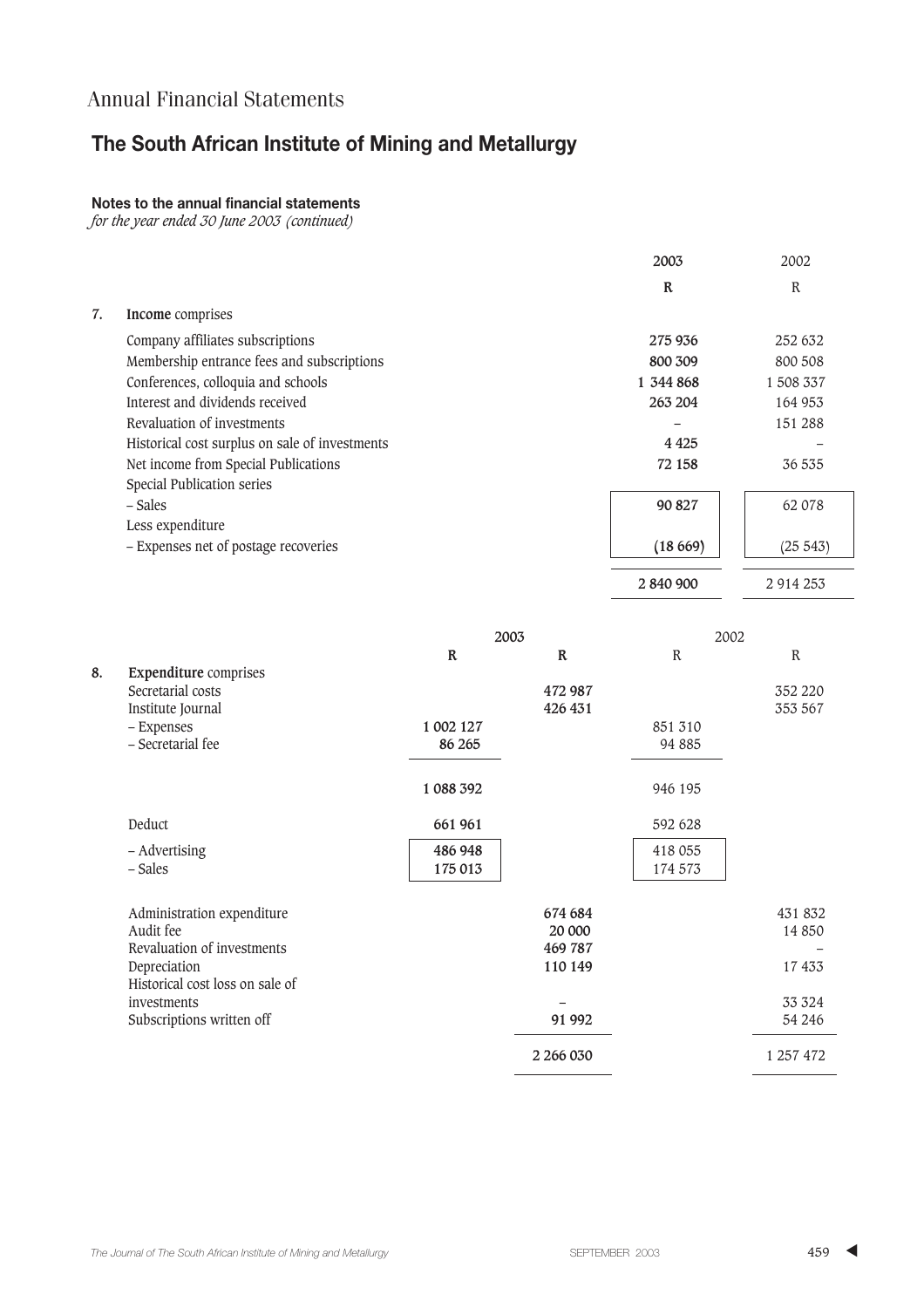# Annual Financial Statements

## The South African Institute of Mining and Metallurgy

### Notes to the annual financial statements

*for the year ended 30 June 2003 (continued)*

| | | 2003 | 2002 |
|---|---|---|---|
| | | R | R |
| 7. | **Income** comprises | | |
| | Company affiliates subscriptions | 275 936 | 252 632 |
| | Membership entrance fees and subscriptions | 800 309 | 800 508 |
| | Conferences, colloquia and schools | 1 344 868 | 1 508 337 |
| | Interest and dividends received | 263 204 | 164 953 |
| | Revaluation of investments | – | 151 288 |
| | Historical cost surplus on sale of investments | 4 425 | – |
| | Net income from Special Publications | 72 158 | 36 535 |
| | Special Publication series | | |
| | – Sales | 90 827 | 62 078 |
| | Less expenditure | | |
| | – Expenses net of postage recoveries | (18 669) | (25 543) |
| | | 2 840 900 | 2 914 253 |

| | | 2003 | | 2002 | |
|---|---|---|---|---|---|
| | | R | R | R | R |
| 8. | **Expenditure** comprises | | | | |
| | Secretarial costs | | 472 987 | | 352 220 |
| | Institute Journal | | 426 431 | | 353 567 |
| | – Expenses | 1 002 127 | | 851 310 | |
| | – Secretarial fee | 86 265 | | 94 885 | |
| | | 1 088 392 | | 946 195 | |
| | Deduct | 661 961 | | 592 628 | |
| | – Advertising | 486 948 | | 418 055 | |
| | – Sales | 175 013 | | 174 573 | |
| | Administration expenditure | | 674 684 | | 431 832 |
| | Audit fee | | 20 000 | | 14 850 |
| | Revaluation of investments | | 469 787 | | – |
| | Depreciation | | 110 149 | | 17 433 |
| | Historical cost loss on sale of investments | | – | | 33 324 |
| | Subscriptions written off | | 91 992 | | 54 246 |
| | | | 2 266 030 | | 1 257 472 |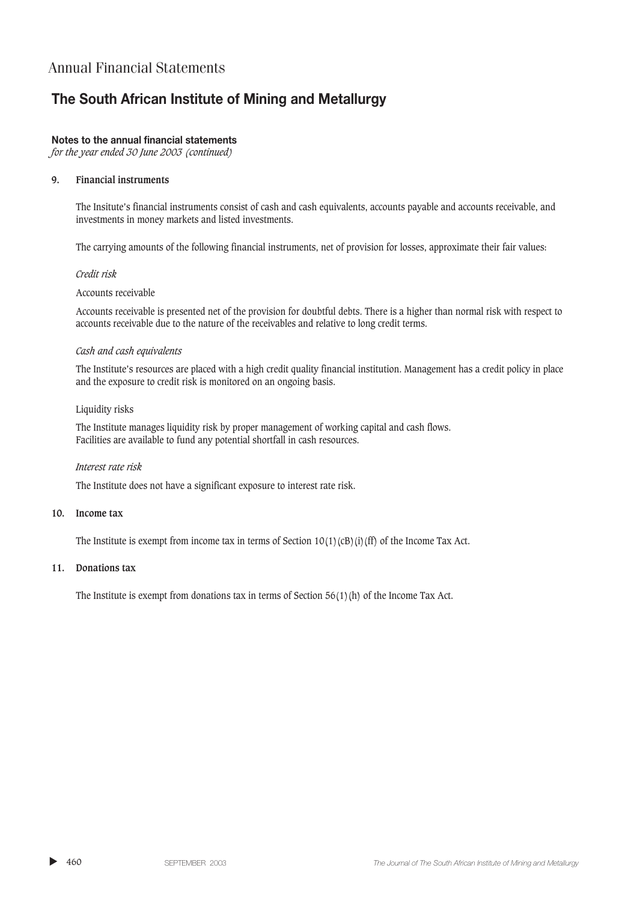# Annual Financial Statements

## The South African Institute of Mining and Metallurgy

**Notes to the annual financial statements**
*for the year ended 30 June 2003 (continued)*

**9. Financial instruments**

The Insitute's financial instruments consist of cash and cash equivalents, accounts payable and accounts receivable, and investments in money markets and listed investments.

The carrying amounts of the following financial instruments, net of provision for losses, approximate their fair values:

*Credit risk*

Accounts receivable

Accounts receivable is presented net of the provision for doubtful debts. There is a higher than normal risk with respect to accounts receivable due to the nature of the receivables and relative to long credit terms.

*Cash and cash equivalents*

The Institute's resources are placed with a high credit quality financial institution. Management has a credit policy in place and the exposure to credit risk is monitored on an ongoing basis.

Liquidity risks

The Institute manages liquidity risk by proper management of working capital and cash flows.
Facilities are available to fund any potential shortfall in cash resources.

*Interest rate risk*

The Institute does not have a significant exposure to interest rate risk.

**10. Income tax**

The Institute is exempt from income tax in terms of Section 10(1)(cB)(i)(ff) of the Income Tax Act.

**11. Donations tax**

The Institute is exempt from donations tax in terms of Section 56(1)(h) of the Income Tax Act.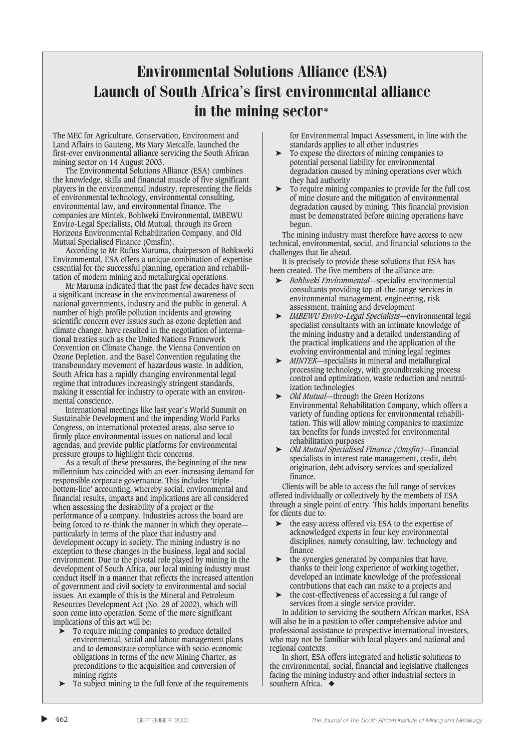# Environmental Solutions Alliance (ESA) Launch of South Africa's first environmental alliance in the mining sector*

The MEC for Agriculture, Conservation, Environment and Land Affairs in Gauteng, Ms Mary Metcalfe, launched the first-ever environmental alliance servicing the South African mining sector on 14 August 2003.

The Environmental Solutions Alliance (ESA) combines the knowledge, skills and financial muscle of five significant players in the environmental industry, representing the fields of environmental technology, environmental consulting, environmental law, and environmental finance. The companies are Mintek, Bohlweki Environmental, IMBEWU Enviro-Legal Specialists, Old Mutual, through its Green Horizons Environmental Rehabilitation Company, and Old Mutual Specialised Finance (Omsfin).

According to Mr Rufus Maruma, chairperson of Bohkweki Environmental, ESA offers a unique combination of expertise essential for the successful planning, operation and rehabilitation of modern mining and metallurgical operations.

Mr Maruma indicated that the past few decades have seen a significant increase in the environmental awareness of national governments, industry and the public in general. A number of high profile pollution incidents and growing scientific concern over issues such as ozone depletion and climate change, have resulted in the negotiation of international treaties such as the United Nations Framework Convention on Climate Change, the Vienna Convention on Ozone Depletion, and the Basel Convention regulating the transboundary movement of hazardous waste. In addition, South Africa has a rapidly changing environmental legal regime that introduces increasingly stringent standards, making it essential for industry to operate with an environmental conscience.

International meetings like last year's World Summit on Sustainable Development and the impending World Parks Congress, on international protected areas, also serve to firmly place environmental issues on national and local agendas, and provide public platforms for environmental pressure groups to highlight their concerns.

As a result of these pressures, the beginning of the new millennium has coincided with an ever-increasing demand for responsible corporate governance. This includes 'triple-bottom-line' accounting, whereby social, environmental and financial results, impacts and implications are all considered when assessing the desirability of a project or the performance of a company. Industries across the board are being forced to re-think the manner in which they operate—particularly in terms of the place that industry and development occupy in society. The mining industry is no exception to these changes in the business, legal and social environment. Due to the pivotal role played by mining in the development of South Africa, our local mining industry must conduct itself in a manner that reflects the increased attention of government and civil society to environmental and social issues. An example of this is the Mineral and Petroleum Resources Development Act (No. 28 of 2002), which will soon come into operation. Some of the more significant implications of this act will be:

- To require mining companies to produce detailed environmental, social and labour management plans and to demonstrate compliance with socio-economic obligations in terms of the new Mining Charter, as preconditions to the acquisition and conversion of mining rights
- To subject mining to the full force of the requirements for Environmental Impact Assessment, in line with the standards applies to all other industries
- To expose the directors of mining companies to potential personal liability for environmental degradation caused by mining operations over which they had authority
- To require mining companies to provide for the full cost of mine closure and the mitigation of environmental degradation caused by mining. This financial provision must be demonstrated before mining operations have begun.

The mining industry must therefore have access to new technical, environmental, social, and financial solutions to the challenges that lie ahead.

It is precisely to provide these solutions that ESA has been created. The five members of the alliance are:

- *Bohlweki Environmental*—specialist environmental consultants providing top-of-the-range services in environmental management, engineering, risk assessment, training and development
- *IMBEWU Enviro-Legal Specialists*—environmental legal specialist consultants with an intimate knowledge of the mining industry and a detailed understanding of the practical implications and the application of the evolving environmental and mining legal regimes
- *MINTEK*—specialists in mineral and metallurgical processing technology, with groundbreaking process control and optimization, waste reduction and neutralization technologies
- *Old Mutual*—through the Green Horizons Environmental Rehabilitation Company, which offers a variety of funding options for environmental rehabilitation. This will allow mining companies to maximize tax benefits for funds invested for environmental rehabilitation purposes
- *Old Mutual Specialised Finance (Omsfin)*—financial specialists in interest rate management, credit, debt origination, debt advisory services and specialized finance.

Clients will be able to access the full range of services offered individually or collectively by the members of ESA through a single point of entry. This holds important benefits for clients due to:

- the easy access offered via ESA to the expertise of acknowledged experts in four key environmental disciplines, namely consulting, law, technology and finance
- the synergies generated by companies that have, thanks to their long experience of working together, developed an intimate knowledge of the professional contrbutions that each can make to a projects and
- the cost-effectiveness of accessing a ful range of services from a single service provider.

In addition to servicing the southern African market, ESA will also be in a position to offer comprehensive advice and professional assistance to prospective international investors, who may not be familiar with local players and national and regional contexts.

In short, ESA offers integrated and holistic solutions to the environmental, social, financial and legislative challenges facing the mining industry and other industrial sectors in southern Africa. ◆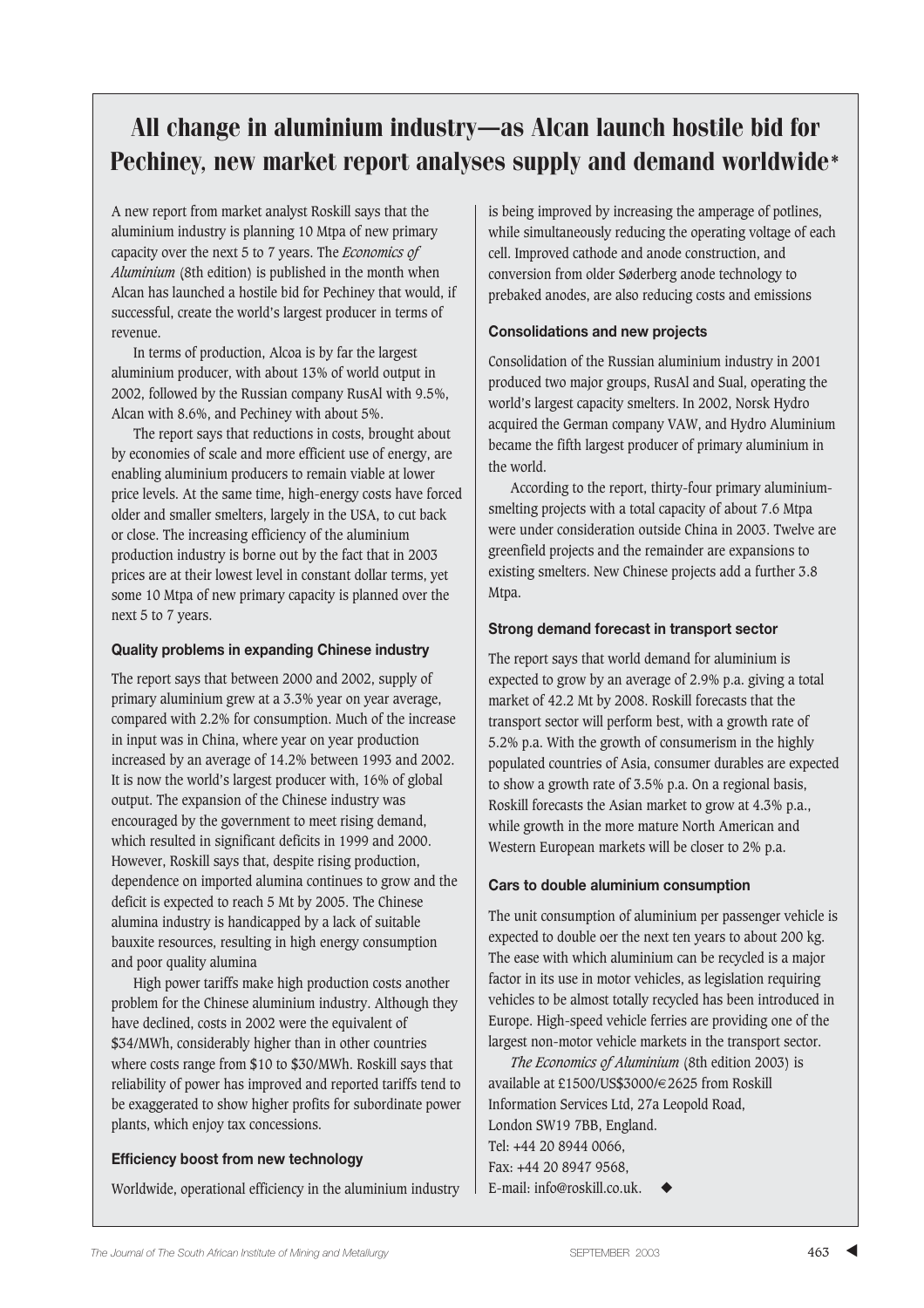# All change in aluminium industry—as Alcan launch hostile bid for Pechiney, new market report analyses supply and demand worldwide*

A new report from market analyst Roskill says that the aluminium industry is planning 10 Mtpa of new primary capacity over the next 5 to 7 years. The *Economics of Aluminium* (8th edition) is published in the month when Alcan has launched a hostile bid for Pechiney that would, if successful, create the world's largest producer in terms of revenue.

In terms of production, Alcoa is by far the largest aluminium producer, with about 13% of world output in 2002, followed by the Russian company RusAl with 9.5%, Alcan with 8.6%, and Pechiney with about 5%.

The report says that reductions in costs, brought about by economies of scale and more efficient use of energy, are enabling aluminium producers to remain viable at lower price levels. At the same time, high-energy costs have forced older and smaller smelters, largely in the USA, to cut back or close. The increasing efficiency of the aluminium production industry is borne out by the fact that in 2003 prices are at their lowest level in constant dollar terms, yet some 10 Mtpa of new primary capacity is planned over the next 5 to 7 years.

### Quality problems in expanding Chinese industry

The report says that between 2000 and 2002, supply of primary aluminium grew at a 3.3% year on year average, compared with 2.2% for consumption. Much of the increase in input was in China, where year on year production increased by an average of 14.2% between 1993 and 2002. It is now the world's largest producer with, 16% of global output. The expansion of the Chinese industry was encouraged by the government to meet rising demand, which resulted in significant deficits in 1999 and 2000. However, Roskill says that, despite rising production, dependence on imported alumina continues to grow and the deficit is expected to reach 5 Mt by 2005. The Chinese alumina industry is handicapped by a lack of suitable bauxite resources, resulting in high energy consumption and poor quality alumina

High power tariffs make high production costs another problem for the Chinese aluminium industry. Although they have declined, costs in 2002 were the equivalent of \$34/MWh, considerably higher than in other countries where costs range from \$10 to \$30/MWh. Roskill says that reliability of power has improved and reported tariffs tend to be exaggerated to show higher profits for subordinate power plants, which enjoy tax concessions.

### Efficiency boost from new technology

Worldwide, operational efficiency in the aluminium industry is being improved by increasing the amperage of potlines, while simultaneously reducing the operating voltage of each cell. Improved cathode and anode construction, and conversion from older Søderberg anode technology to prebaked anodes, are also reducing costs and emissions

### Consolidations and new projects

Consolidation of the Russian aluminium industry in 2001 produced two major groups, RusAl and Sual, operating the world's largest capacity smelters. In 2002, Norsk Hydro acquired the German company VAW, and Hydro Aluminium became the fifth largest producer of primary aluminium in the world.

According to the report, thirty-four primary aluminium-smelting projects with a total capacity of about 7.6 Mtpa were under consideration outside China in 2003. Twelve are greenfield projects and the remainder are expansions to existing smelters. New Chinese projects add a further 3.8 Mtpa.

### Strong demand forecast in transport sector

The report says that world demand for aluminium is expected to grow by an average of 2.9% p.a. giving a total market of 42.2 Mt by 2008. Roskill forecasts that the transport sector will perform best, with a growth rate of 5.2% p.a. With the growth of consumerism in the highly populated countries of Asia, consumer durables are expected to show a growth rate of 3.5% p.a. On a regional basis, Roskill forecasts the Asian market to grow at 4.3% p.a., while growth in the more mature North American and Western European markets will be closer to 2% p.a.

### Cars to double aluminium consumption

The unit consumption of aluminium per passenger vehicle is expected to double oer the next ten years to about 200 kg. The ease with which aluminium can be recycled is a major factor in its use in motor vehicles, as legislation requiring vehicles to be almost totally recycled has been introduced in Europe. High-speed vehicle ferries are providing one of the largest non-motor vehicle markets in the transport sector.

*The Economics of Aluminium* (8th edition 2003) is available at £1500/US\$3000/€2625 from Roskill Information Services Ltd, 27a Leopold Road, London SW19 7BB, England.
Tel: +44 20 8944 0066,
Fax: +44 20 8947 9568,
E-mail: info@roskill.co.uk. ◆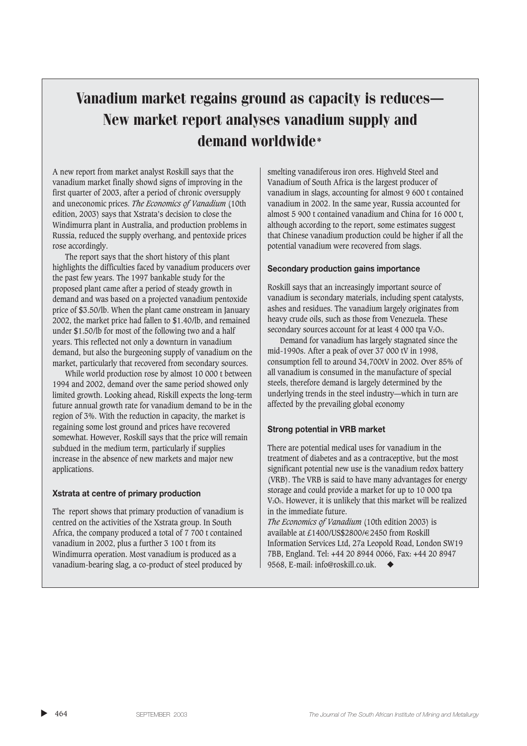# Vanadium market regains ground as capacity is reduces—New market report analyses vanadium supply and demand worldwide*

A new report from market analyst Roskill says that the vanadium market finally showd signs of improving in the first quarter of 2003, after a period of chronic oversupply and uneconomic prices. *The Economics of Vanadium* (10th edition, 2003) says that Xstrata's decision to close the Windimurra plant in Australia, and production problems in Russia, reduced the supply overhang, and pentoxide prices rose accordingly.

The report says that the short history of this plant highlights the difficulties faced by vanadium producers over the past few years. The 1997 bankable study for the proposed plant came after a period of steady growth in demand and was based on a projected vanadium pentoxide price of $3.50/lb. When the plant came onstream in January 2002, the market price had fallen to $1.40/lb, and remained under $1.50/lb for most of the following two and a half years. This reflected not only a downturn in vanadium demand, but also the burgeoning supply of vanadium on the market, particularly that recovered from secondary sources.

While world production rose by almost 10 000 t between 1994 and 2002, demand over the same period showed only limited growth. Looking ahead, Riskill expects the long-term future annual growth rate for vanadium demand to be in the region of 3%. With the reduction in capacity, the market is regaining some lost ground and prices have recovered somewhat. However, Roskill says that the price will remain subdued in the medium term, particularly if supplies increase in the absence of new markets and major new applications.

### Xstrata at centre of primary production

The report shows that primary production of vanadium is centred on the activities of the Xstrata group. In South Africa, the company produced a total of 7 700 t contained vanadium in 2002, plus a further 3 100 t from its Windimurra operation. Most vanadium is produced as a vanadium-bearing slag, a co-product of steel produced by smelting vanadiferous iron ores. Highveld Steel and Vanadium of South Africa is the largest producer of vanadium in slags, accounting for almost 9 600 t contained vanadium in 2002. In the same year, Russia accounted for almost 5 900 t contained vanadium and China for 16 000 t, although according to the report, some estimates suggest that Chinese vanadium production could be higher if all the potential vanadium were recovered from slags.

### Secondary production gains importance

Roskill says that an increasingly important source of vanadium is secondary materials, including spent catalysts, ashes and residues. The vanadium largely originates from heavy crude oils, such as those from Venezuela. These secondary sources account for at least 4 000 tpa $V_2O_5$.

Demand for vanadium has largely stagnated since the mid-1990s. After a peak of over 37 000 tV in 1998, consumption fell to around 34,700tV in 2002. Over 85% of all vanadium is consumed in the manufacture of special steels, therefore demand is largely determined by the underlying trends in the steel industry—which in turn are affected by the prevailing global economy

### Strong potential in VRB market

There are potential medical uses for vanadium in the treatment of diabetes and as a contraceptive, but the most significant potential new use is the vanadium redox battery (VRB). The VRB is said to have many advantages for energy storage and could provide a market for up to 10 000 tpa $V_2O_5$. However, it is unlikely that this market will be realized in the immediate future.

*The Economics of Vanadium* (10th edition 2003) is available at £1400/US$2800/€2450 from Roskill Information Services Ltd, 27a Leopold Road, London SW19 7BB, England. Tel: +44 20 8944 0066, Fax: +44 20 8947 9568, E-mail: info@roskill.co.uk. ◆